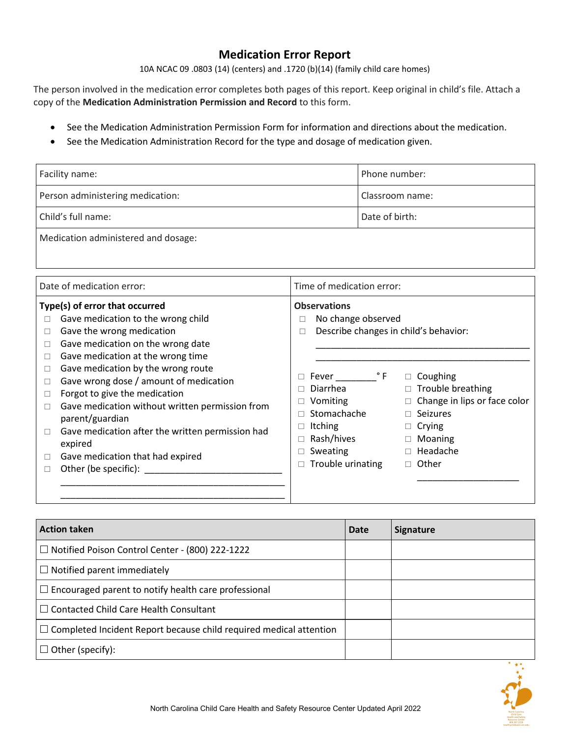# Medication Error Report

10A NCAC 09 .0803 (14) (centers) and .1720 (b)(14) (family child care homes)

The person involved in the medication error completes both pages of this report. Keep original in child's file. Attach a copy of the **Medication Administration Permission and Record** to this form.

- See the Medication Administration Permission Form for information and directions about the medication.
- See the Medication Administration Record for the type and dosage of medication given.

| Facility name: | Phone number: |
|---|---|
| Person administering medication: | Classroom name: |
| Child's full name: | Date of birth: |
| Medication administered and dosage: | |

| Date of medication error: | Time of medication error: |
|---|---|

**Type(s) of error that occurred**

- ☐ Gave medication to the wrong child
- ☐ Gave the wrong medication
- ☐ Gave medication on the wrong date
- ☐ Gave medication at the wrong time
- ☐ Gave medication by the wrong route
- ☐ Gave wrong dose / amount of medication
- ☐ Forgot to give the medication
- ☐ Gave medication without written permission from parent/guardian
- ☐ Gave medication after the written permission had expired
- ☐ Gave medication that had expired
- ☐ Other (be specific): ___________________________

_____________________________________________

_____________________________________________

**Observations**

- ☐ No change observed
- ☐ Describe changes in child's behavior:

_____________________________________________

_____________________________________________

- ☐ Fever ________ ° F
- ☐ Diarrhea
- ☐ Vomiting
- ☐ Stomachache
- ☐ Itching
- ☐ Rash/hives
- ☐ Sweating
- ☐ Trouble urinating
- ☐ Coughing
- ☐ Trouble breathing
- ☐ Change in lips or face color
- ☐ Seizures
- ☐ Crying
- ☐ Moaning
- ☐ Headache
- ☐ Other ____________________

| Action taken | Date | Signature |
|---|---|---|
| ☐ Notified Poison Control Center - (800) 222-1222 | | |
| ☐ Notified parent immediately | | |
| ☐ Encouraged parent to notify health care professional | | |
| ☐ Contacted Child Care Health Consultant | | |
| ☐ Completed Incident Report because child required medical attention | | |
| ☐ Other (specify): | | |

North Carolina Child Care Health and Safety Resource Center Updated April 2022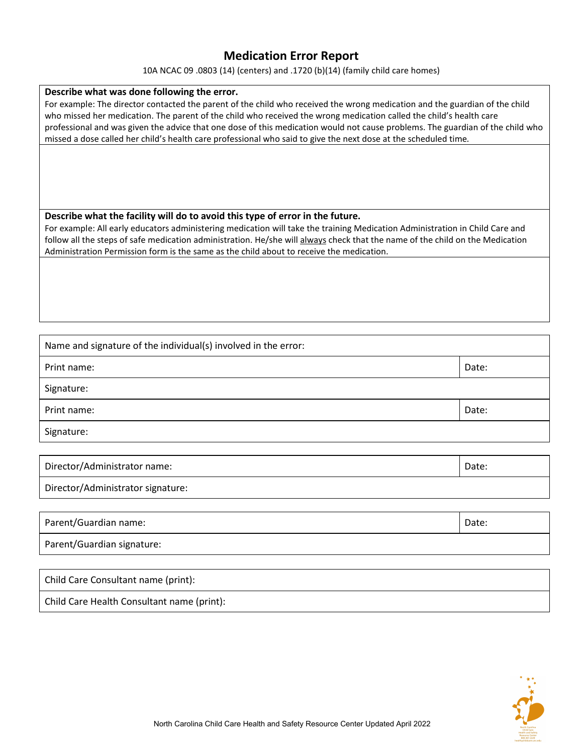# Medication Error Report

10A NCAC 09 .0803 (14) (centers) and .1720 (b)(14) (family child care homes)

**Describe what was done following the error.**

For example: The director contacted the parent of the child who received the wrong medication and the guardian of the child who missed her medication. The parent of the child who received the wrong medication called the child's health care professional and was given the advice that one dose of this medication would not cause problems. The guardian of the child who missed a dose called her child's health care professional who said to give the next dose at the scheduled time.

&nbsp;

**Describe what the facility will do to avoid this type of error in the future.**

For example: All early educators administering medication will take the training Medication Administration in Child Care and follow all the steps of safe medication administration. He/she will always check that the name of the child on the Medication Administration Permission form is the same as the child about to receive the medication.

&nbsp;

| | |
|---|---|
| Name and signature of the individual(s) involved in the error: | |
| Print name: | Date: |
| Signature: | |
| Print name: | Date: |
| Signature: | |

| | |
|---|---|
| Director/Administrator name: | Date: |
| Director/Administrator signature: | |

| | |
|---|---|
| Parent/Guardian name: | Date: |
| Parent/Guardian signature: | |

| |
|---|
| Child Care Consultant name (print): |
| Child Care Health Consultant name (print): |

North Carolina Child Care Health and Safety Resource Center Updated April 2022